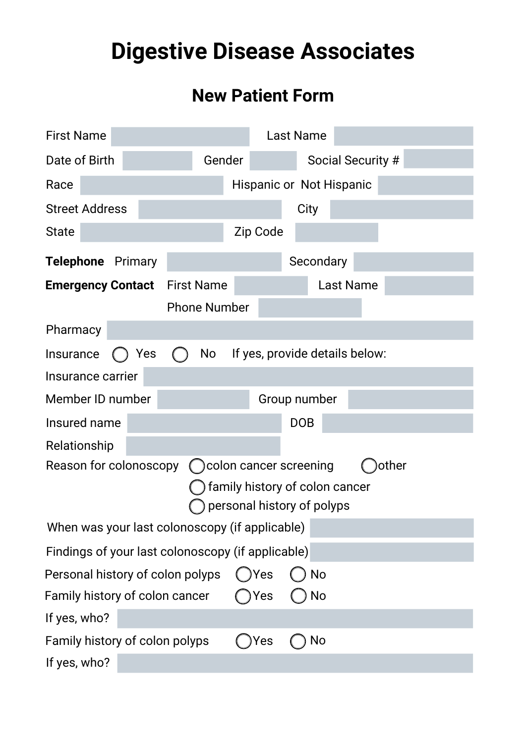# Digestive Disease Associates

## New Patient Form

First Name ____________ Last Name ____________

Date of Birth ____________ Gender ____________ Social Security # ____________

Race ____________ Hispanic or Not Hispanic ____________

Street Address ____________ City ____________

State ____________ Zip Code ____________

**Telephone** Primary ____________ Secondary ____________

**Emergency Contact** First Name ____________ Last Name ____________

Phone Number ____________

Pharmacy ____________

Insurance ◯ Yes ◯ No If yes, provide details below:

Insurance carrier ____________

Member ID number ____________ Group number ____________

Insured name ____________ DOB ____________

Relationship ____________

Reason for colonoscopy
- ◯ colon cancer screening
- ◯ other
- ◯ family history of colon cancer
- ◯ personal history of polyps

When was your last colonoscopy (if applicable) ____________

Findings of your last colonoscopy (if applicable) ____________

Personal history of colon polyps ◯ Yes ◯ No

Family history of colon cancer ◯ Yes ◯ No

If yes, who? ____________

Family history of colon polyps ◯ Yes ◯ No

If yes, who? ____________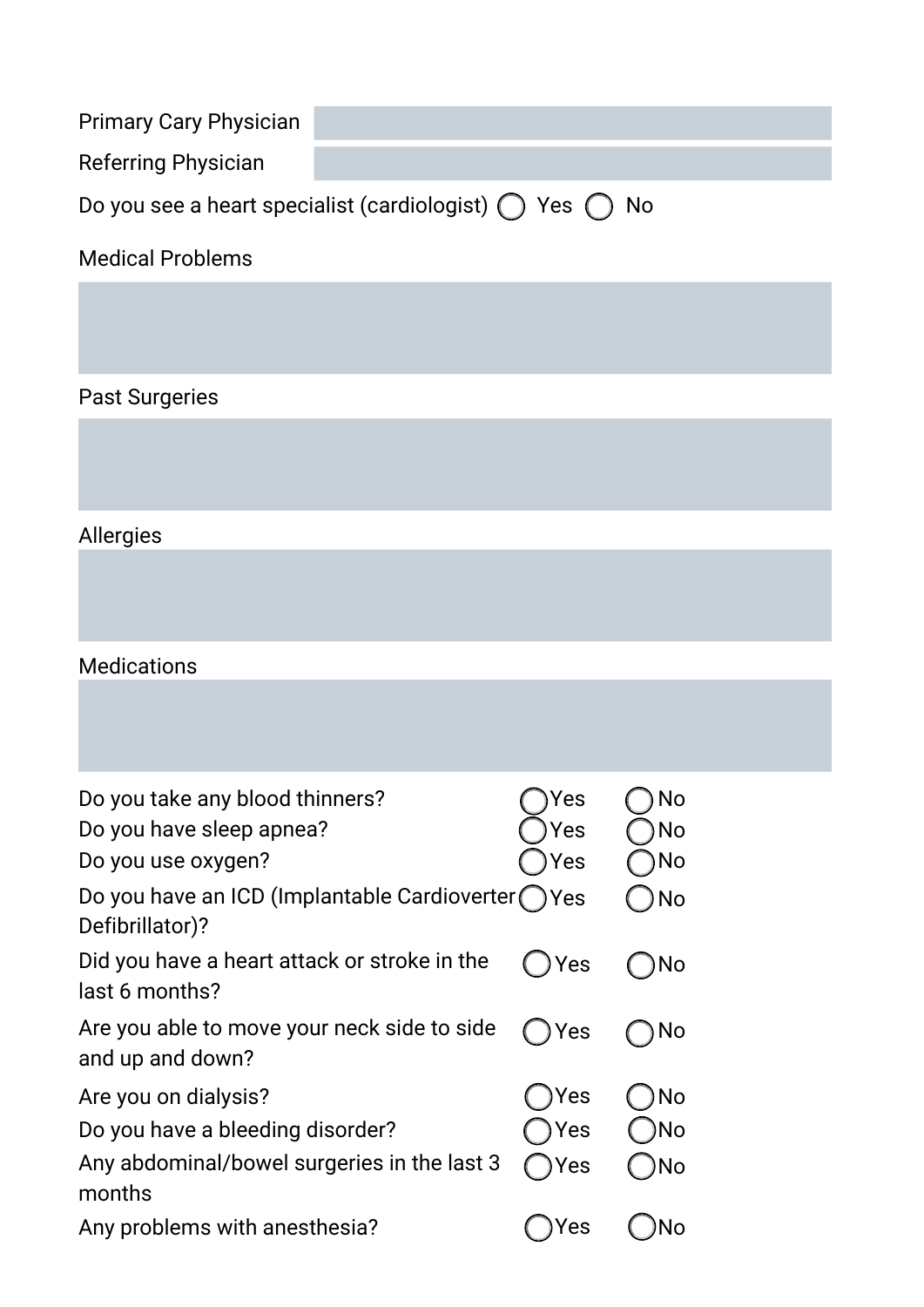Primary Cary Physician

Referring Physician

Do you see a heart specialist (cardiologist) ◯ Yes ◯ No

Medical Problems

Past Surgeries

Allergies

Medications

| | | |
|---|---|---|
| Do you take any blood thinners? | ◯ Yes | ◯ No |
| Do you have sleep apnea? | ◯ Yes | ◯ No |
| Do you use oxygen? | ◯ Yes | ◯ No |
| Do you have an ICD (Implantable Cardioverter Defibrillator)? | ◯ Yes | ◯ No |
| Did you have a heart attack or stroke in the last 6 months? | ◯ Yes | ◯ No |
| Are you able to move your neck side to side and up and down? | ◯ Yes | ◯ No |
| Are you on dialysis? | ◯ Yes | ◯ No |
| Do you have a bleeding disorder? | ◯ Yes | ◯ No |
| Any abdominal/bowel surgeries in the last 3 months | ◯ Yes | ◯ No |
| Any problems with anesthesia? | ◯ Yes | ◯ No |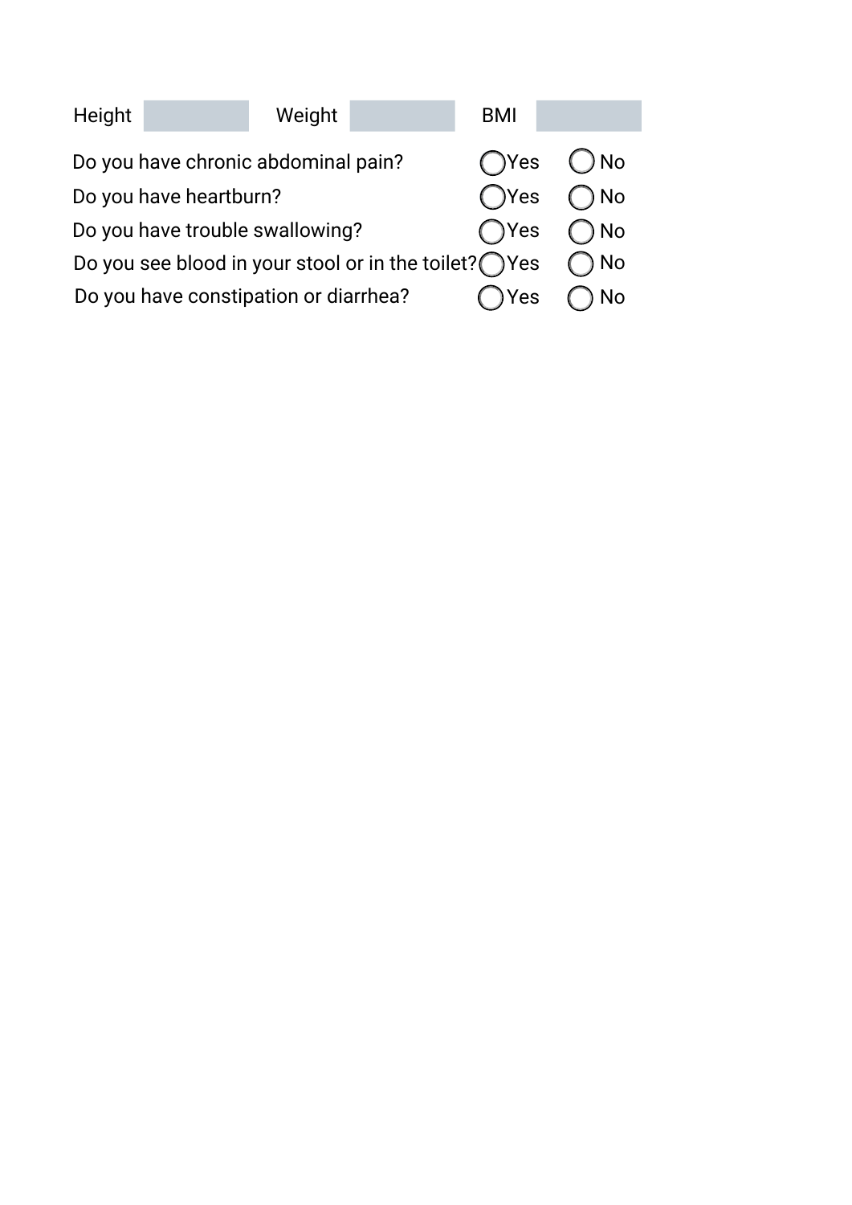Height ______ Weight ______ BMI ______

| | | |
|---|---|---|
| Do you have chronic abdominal pain? | ◯ Yes | ◯ No |
| Do you have heartburn? | ◯ Yes | ◯ No |
| Do you have trouble swallowing? | ◯ Yes | ◯ No |
| Do you see blood in your stool or in the toilet? | ◯ Yes | ◯ No |
| Do you have constipation or diarrhea? | ◯ Yes | ◯ No |